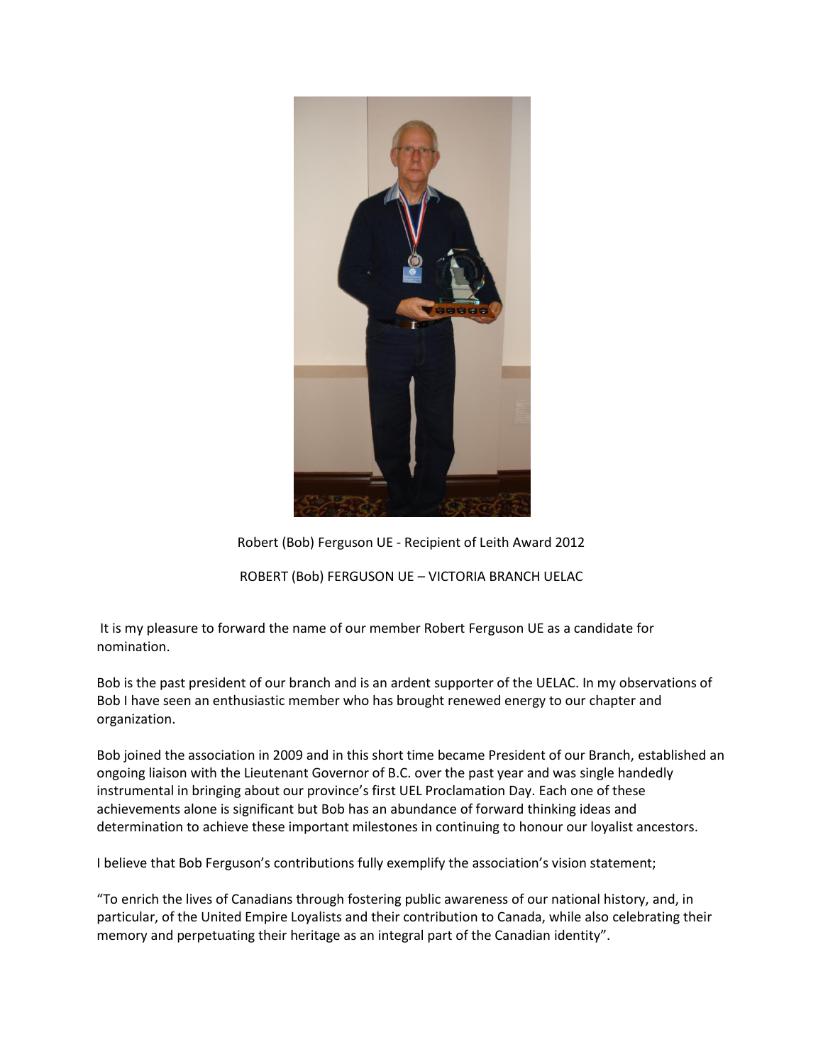Robert (Bob) Ferguson UE - Recipient of Leith Award 2012

ROBERT (Bob) FERGUSON UE – VICTORIA BRANCH UELAC

It is my pleasure to forward the name of our member Robert Ferguson UE as a candidate for nomination.

Bob is the past president of our branch and is an ardent supporter of the UELAC. In my observations of Bob I have seen an enthusiastic member who has brought renewed energy to our chapter and organization.

Bob joined the association in 2009 and in this short time became President of our Branch, established an ongoing liaison with the Lieutenant Governor of B.C. over the past year and was single handedly instrumental in bringing about our province's first UEL Proclamation Day. Each one of these achievements alone is significant but Bob has an abundance of forward thinking ideas and determination to achieve these important milestones in continuing to honour our loyalist ancestors.

I believe that Bob Ferguson's contributions fully exemplify the association's vision statement;

"To enrich the lives of Canadians through fostering public awareness of our national history, and, in particular, of the United Empire Loyalists and their contribution to Canada, while also celebrating their memory and perpetuating their heritage as an integral part of the Canadian identity".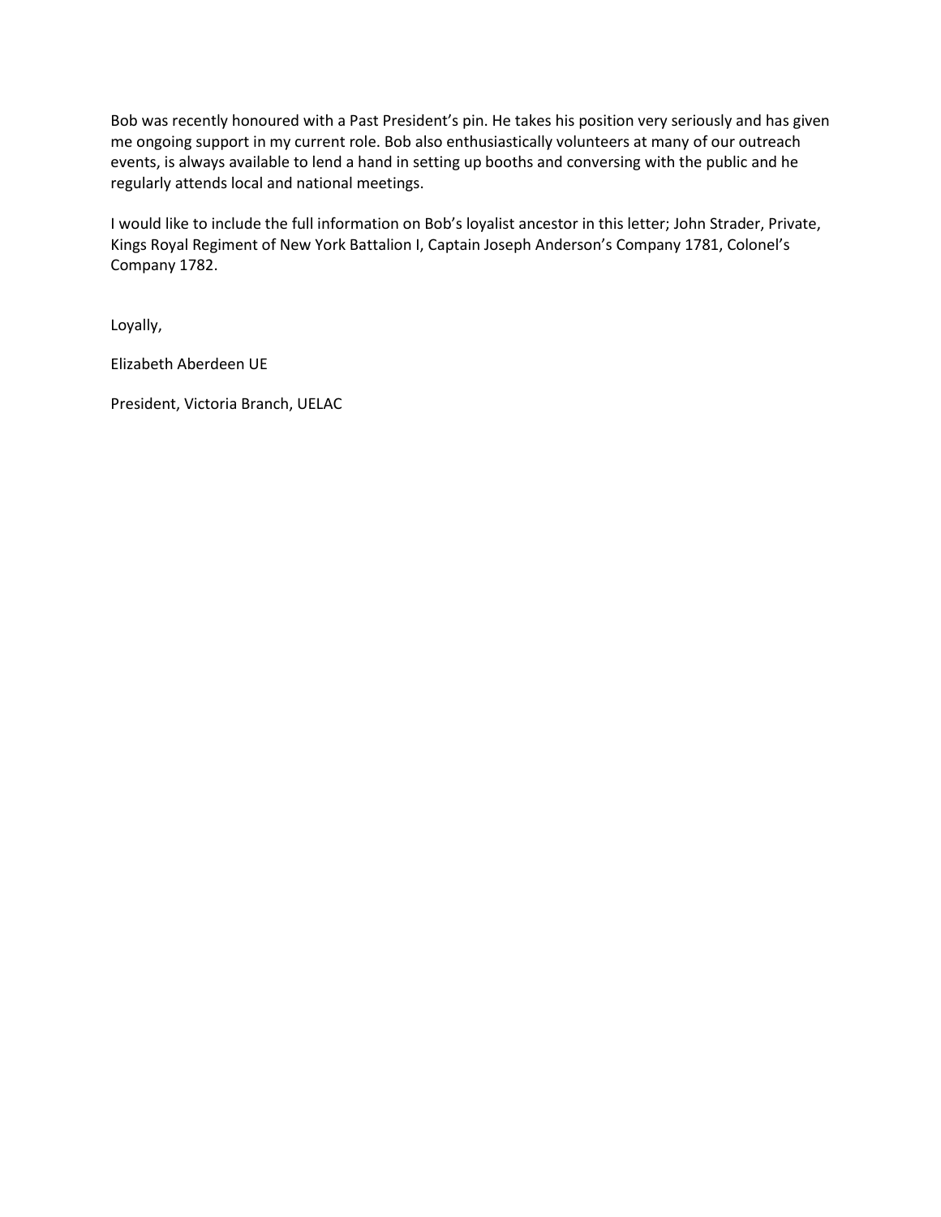Bob was recently honoured with a Past President's pin. He takes his position very seriously and has given me ongoing support in my current role. Bob also enthusiastically volunteers at many of our outreach events, is always available to lend a hand in setting up booths and conversing with the public and he regularly attends local and national meetings.

I would like to include the full information on Bob's loyalist ancestor in this letter; John Strader, Private, Kings Royal Regiment of New York Battalion I, Captain Joseph Anderson's Company 1781, Colonel's Company 1782.

Loyally,

Elizabeth Aberdeen UE

President, Victoria Branch, UELAC